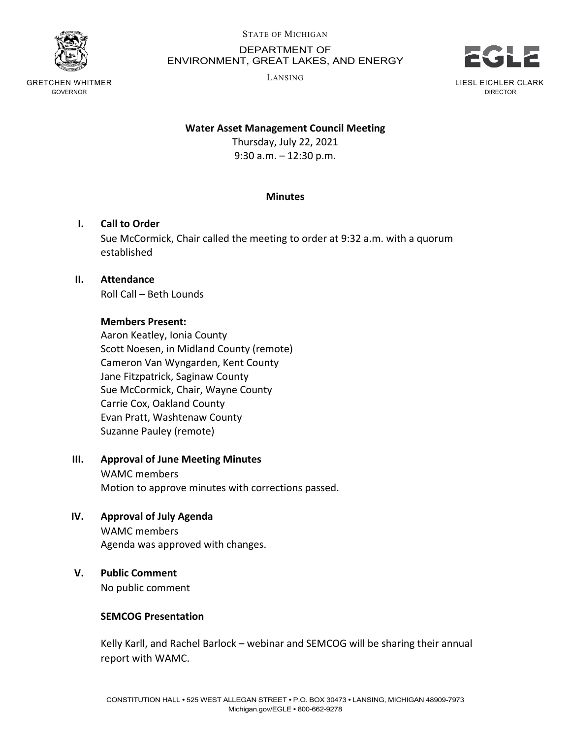STATE OF MICHIGAN

DEPARTMENT OF
ENVIRONMENT, GREAT LAKES, AND ENERGY

LANSING

GRETCHEN WHITMER
GOVERNOR

LIESL EICHLER CLARK
DIRECTOR

**Water Asset Management Council Meeting**

Thursday, July 22, 2021
9:30 a.m. – 12:30 p.m.

**Minutes**

## I. Call to Order

Sue McCormick, Chair called the meeting to order at 9:32 a.m. with a quorum established

## II. Attendance

Roll Call – Beth Lounds

**Members Present:**

Aaron Keatley, Ionia County
Scott Noesen, in Midland County (remote)
Cameron Van Wyngarden, Kent County
Jane Fitzpatrick, Saginaw County
Sue McCormick, Chair, Wayne County
Carrie Cox, Oakland County
Evan Pratt, Washtenaw County
Suzanne Pauley (remote)

## III. Approval of June Meeting Minutes

WAMC members
Motion to approve minutes with corrections passed.

## IV. Approval of July Agenda

WAMC members
Agenda was approved with changes.

## V. Public Comment

No public comment

**SEMCOG Presentation**

Kelly Karll, and Rachel Barlock – webinar and SEMCOG will be sharing their annual report with WAMC.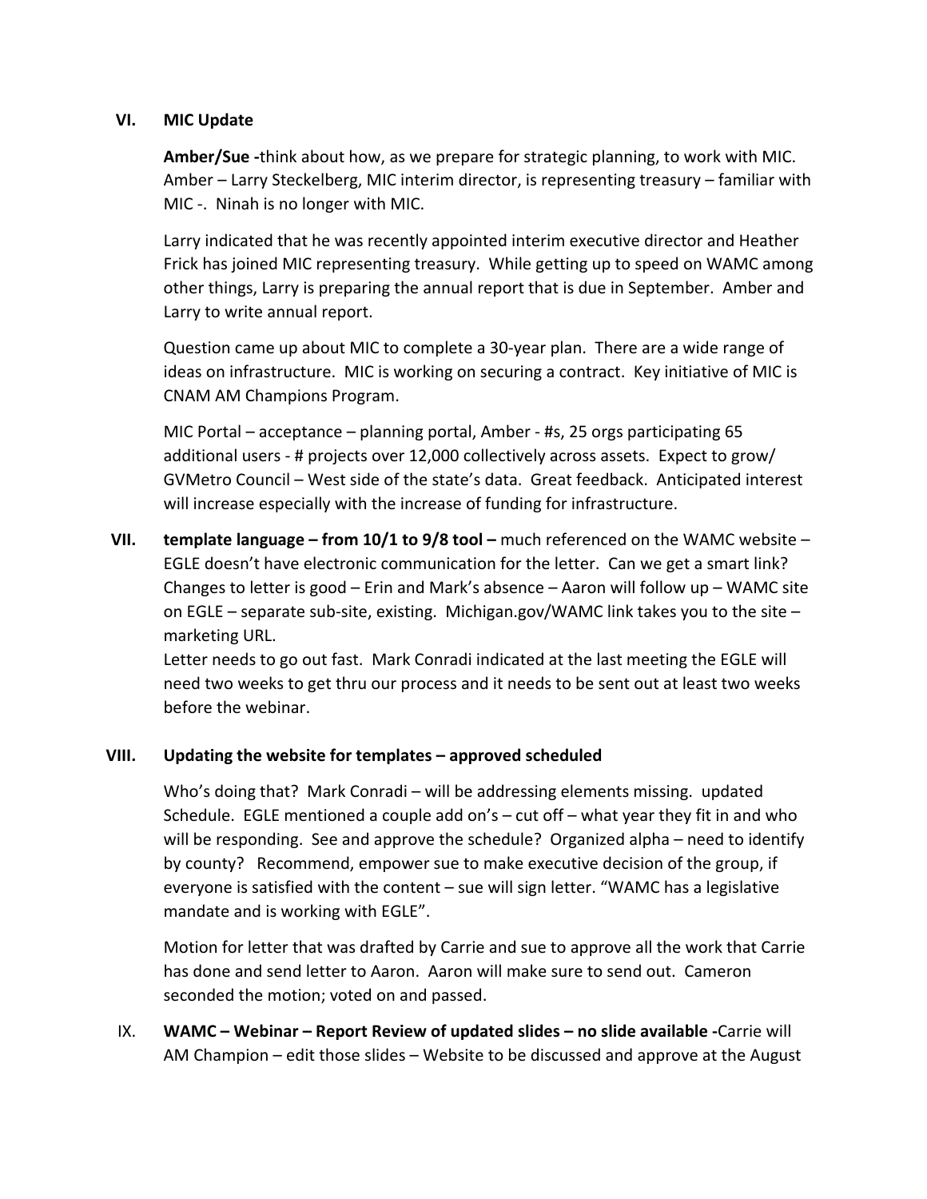**VI. MIC Update**

**Amber/Sue -**think about how, as we prepare for strategic planning, to work with MIC. Amber – Larry Steckelberg, MIC interim director, is representing treasury – familiar with MIC -. Ninah is no longer with MIC.

Larry indicated that he was recently appointed interim executive director and Heather Frick has joined MIC representing treasury. While getting up to speed on WAMC among other things, Larry is preparing the annual report that is due in September. Amber and Larry to write annual report.

Question came up about MIC to complete a 30-year plan. There are a wide range of ideas on infrastructure. MIC is working on securing a contract. Key initiative of MIC is CNAM AM Champions Program.

MIC Portal – acceptance – planning portal, Amber - #s, 25 orgs participating 65 additional users - # projects over 12,000 collectively across assets. Expect to grow/ GVMetro Council – West side of the state's data. Great feedback. Anticipated interest will increase especially with the increase of funding for infrastructure.

**VII. template language – from 10/1 to 9/8 tool –** much referenced on the WAMC website – EGLE doesn't have electronic communication for the letter. Can we get a smart link? Changes to letter is good – Erin and Mark's absence – Aaron will follow up – WAMC site on EGLE – separate sub-site, existing. Michigan.gov/WAMC link takes you to the site – marketing URL.
Letter needs to go out fast. Mark Conradi indicated at the last meeting the EGLE will need two weeks to get thru our process and it needs to be sent out at least two weeks before the webinar.

**VIII. Updating the website for templates – approved scheduled**

Who's doing that? Mark Conradi – will be addressing elements missing. updated Schedule. EGLE mentioned a couple add on's – cut off – what year they fit in and who will be responding. See and approve the schedule? Organized alpha – need to identify by county? Recommend, empower sue to make executive decision of the group, if everyone is satisfied with the content – sue will sign letter. "WAMC has a legislative mandate and is working with EGLE".

Motion for letter that was drafted by Carrie and sue to approve all the work that Carrie has done and send letter to Aaron. Aaron will make sure to send out. Cameron seconded the motion; voted on and passed.

**IX. WAMC – Webinar – Report Review of updated slides – no slide available -**Carrie will AM Champion – edit those slides – Website to be discussed and approve at the August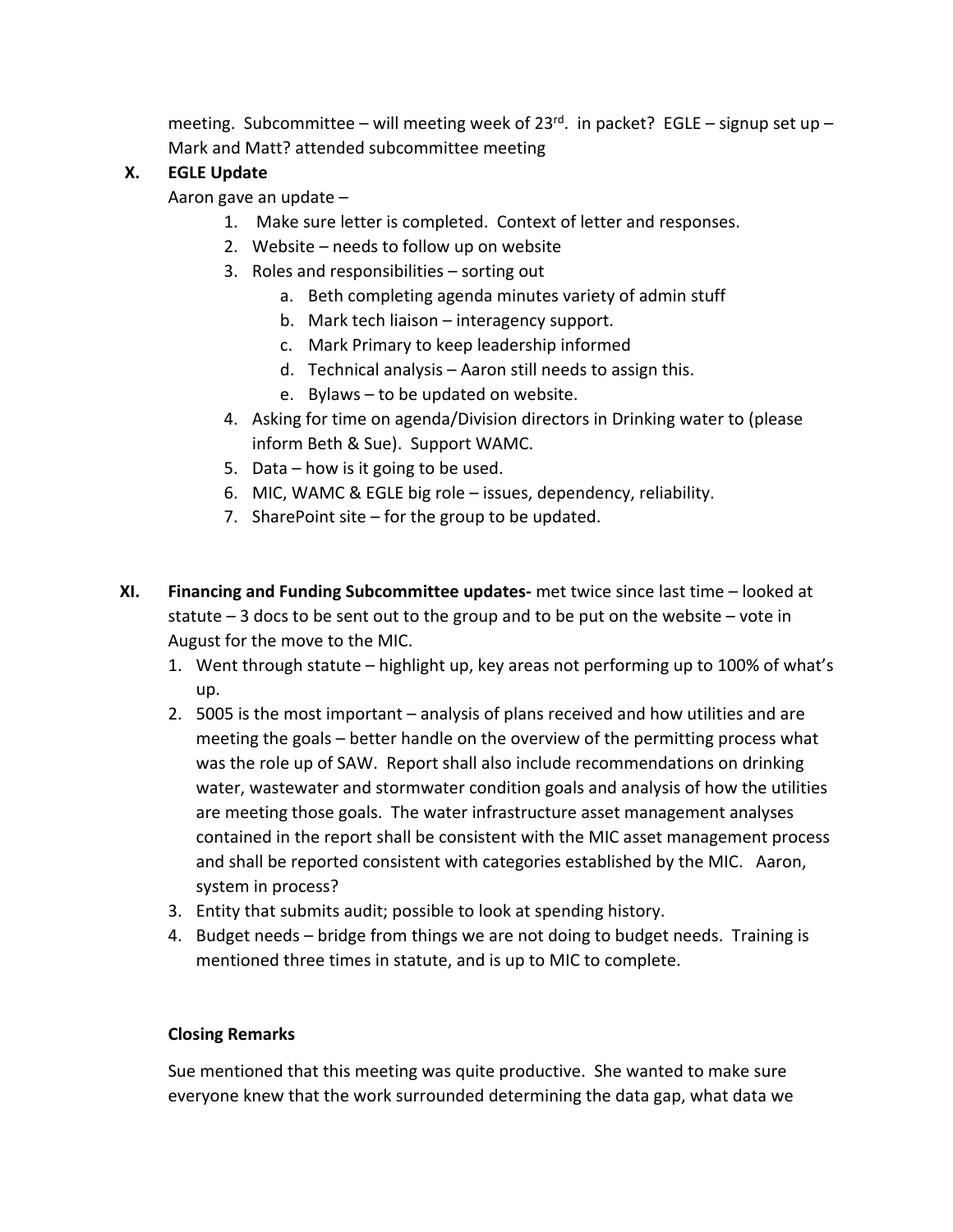meeting. Subcommittee – will meeting week of 23rd. in packet? EGLE – signup set up – Mark and Matt? attended subcommittee meeting

**X. EGLE Update**

Aaron gave an update –

1. Make sure letter is completed. Context of letter and responses.
2. Website – needs to follow up on website
3. Roles and responsibilities – sorting out
    a. Beth completing agenda minutes variety of admin stuff
    b. Mark tech liaison – interagency support.
    c. Mark Primary to keep leadership informed
    d. Technical analysis – Aaron still needs to assign this.
    e. Bylaws – to be updated on website.
4. Asking for time on agenda/Division directors in Drinking water to (please inform Beth & Sue). Support WAMC.
5. Data – how is it going to be used.
6. MIC, WAMC & EGLE big role – issues, dependency, reliability.
7. SharePoint site – for the group to be updated.

**XI. Financing and Funding Subcommittee updates-** met twice since last time – looked at statute – 3 docs to be sent out to the group and to be put on the website – vote in August for the move to the MIC.

1. Went through statute – highlight up, key areas not performing up to 100% of what's up.
2. 5005 is the most important – analysis of plans received and how utilities and are meeting the goals – better handle on the overview of the permitting process what was the role up of SAW. Report shall also include recommendations on drinking water, wastewater and stormwater condition goals and analysis of how the utilities are meeting those goals. The water infrastructure asset management analyses contained in the report shall be consistent with the MIC asset management process and shall be reported consistent with categories established by the MIC. Aaron, system in process?
3. Entity that submits audit; possible to look at spending history.
4. Budget needs – bridge from things we are not doing to budget needs. Training is mentioned three times in statute, and is up to MIC to complete.

**Closing Remarks**

Sue mentioned that this meeting was quite productive. She wanted to make sure everyone knew that the work surrounded determining the data gap, what data we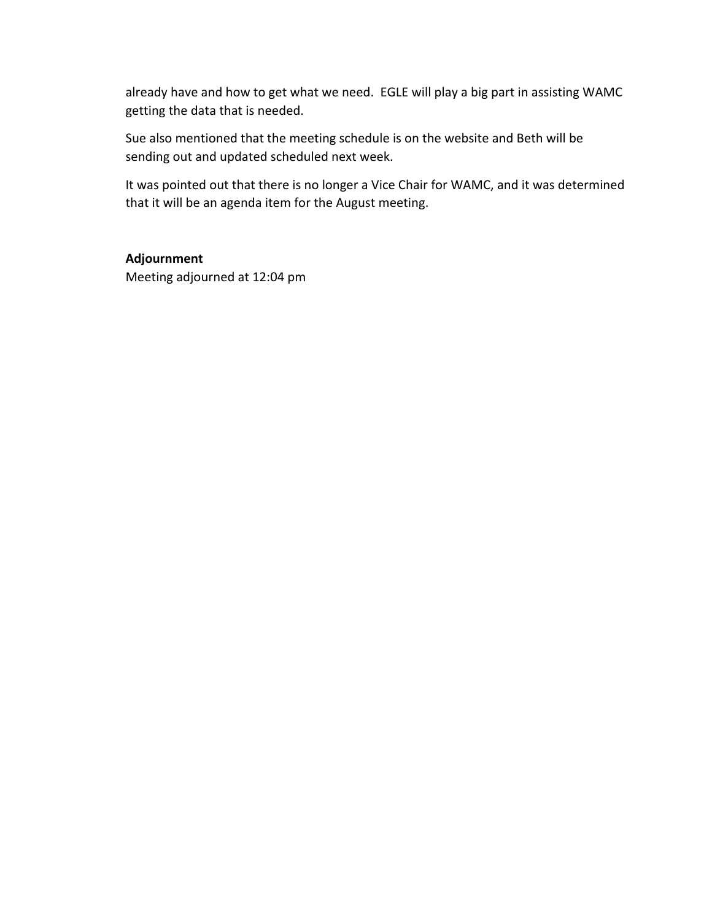already have and how to get what we need. EGLE will play a big part in assisting WAMC getting the data that is needed.

Sue also mentioned that the meeting schedule is on the website and Beth will be sending out and updated scheduled next week.

It was pointed out that there is no longer a Vice Chair for WAMC, and it was determined that it will be an agenda item for the August meeting.

**Adjournment**

Meeting adjourned at 12:04 pm